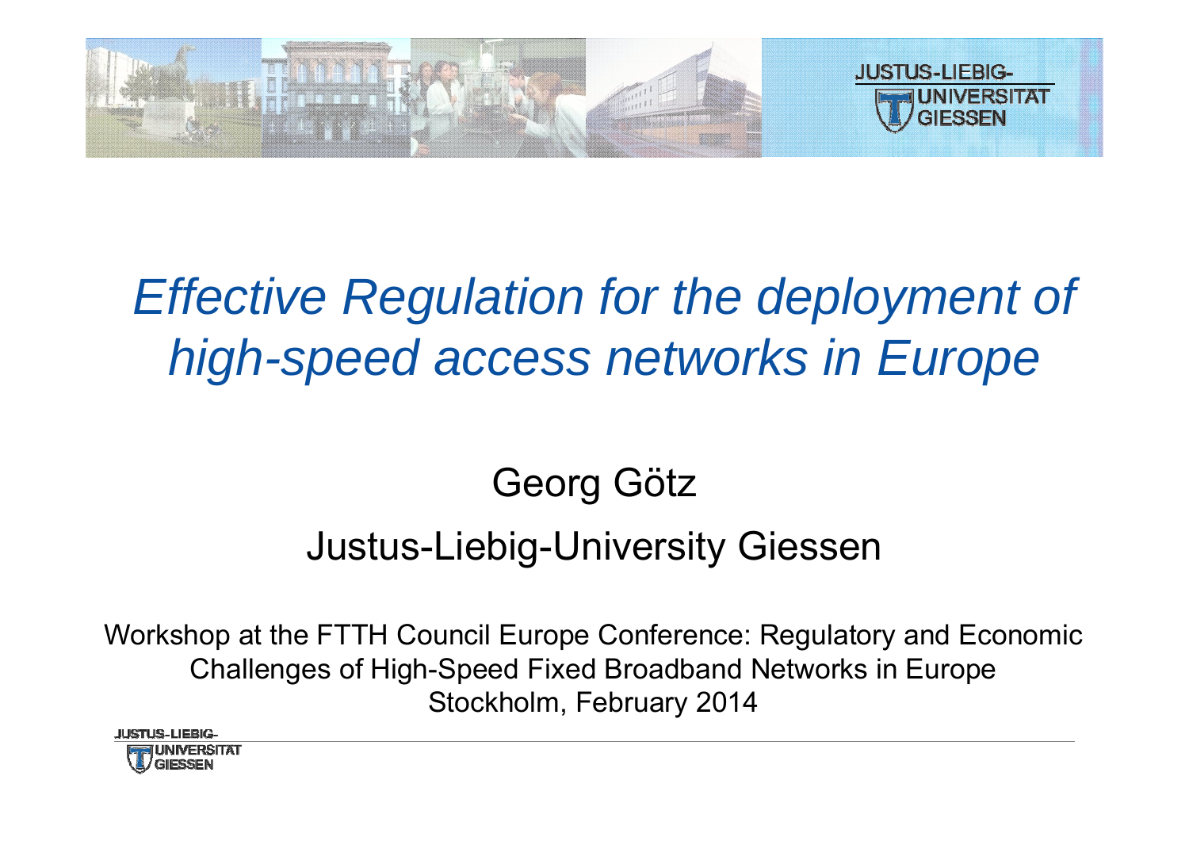# *Effective Regulation for the deployment of high-speed access networks in Europe*

Georg Götz

Justus-Liebig-University Giessen

Workshop at the FTTH Council Europe Conference: Regulatory and Economic Challenges of High-Speed Fixed Broadband Networks in Europe
Stockholm, February 2014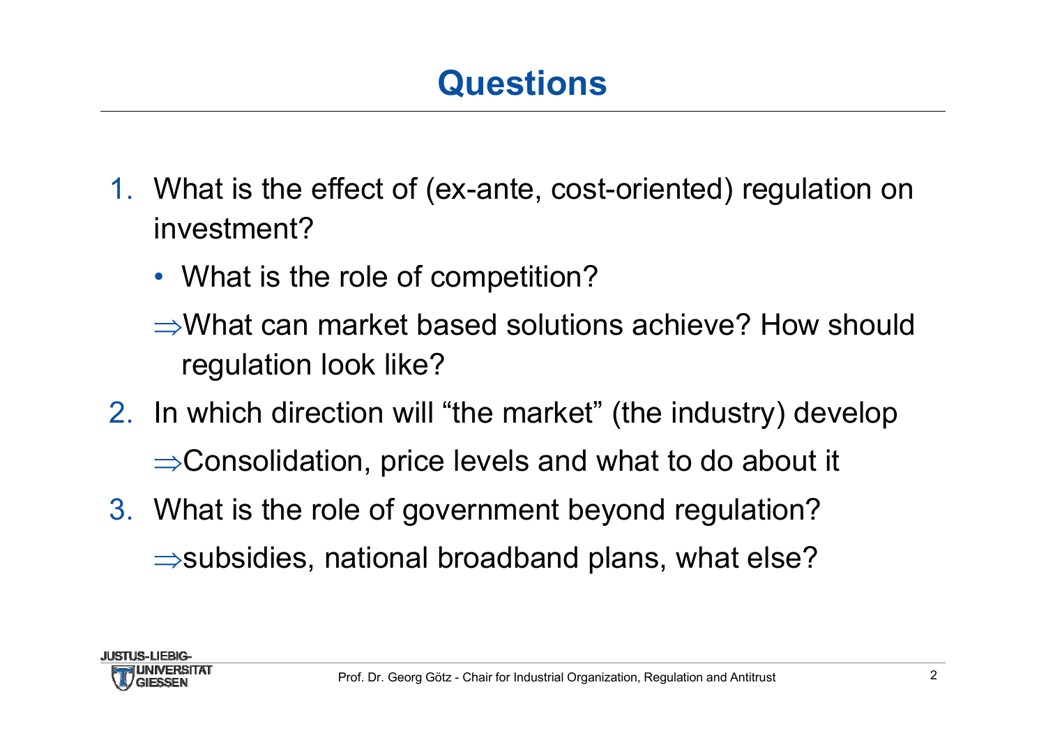# Questions

1. What is the effect of (ex-ante, cost-oriented) regulation on investment?
   - What is the role of competition?

   ⇒What can market based solutions achieve? How should regulation look like?
2. In which direction will "the market" (the industry) develop

   ⇒Consolidation, price levels and what to do about it
3. What is the role of government beyond regulation?

   ⇒subsidies, national broadband plans, what else?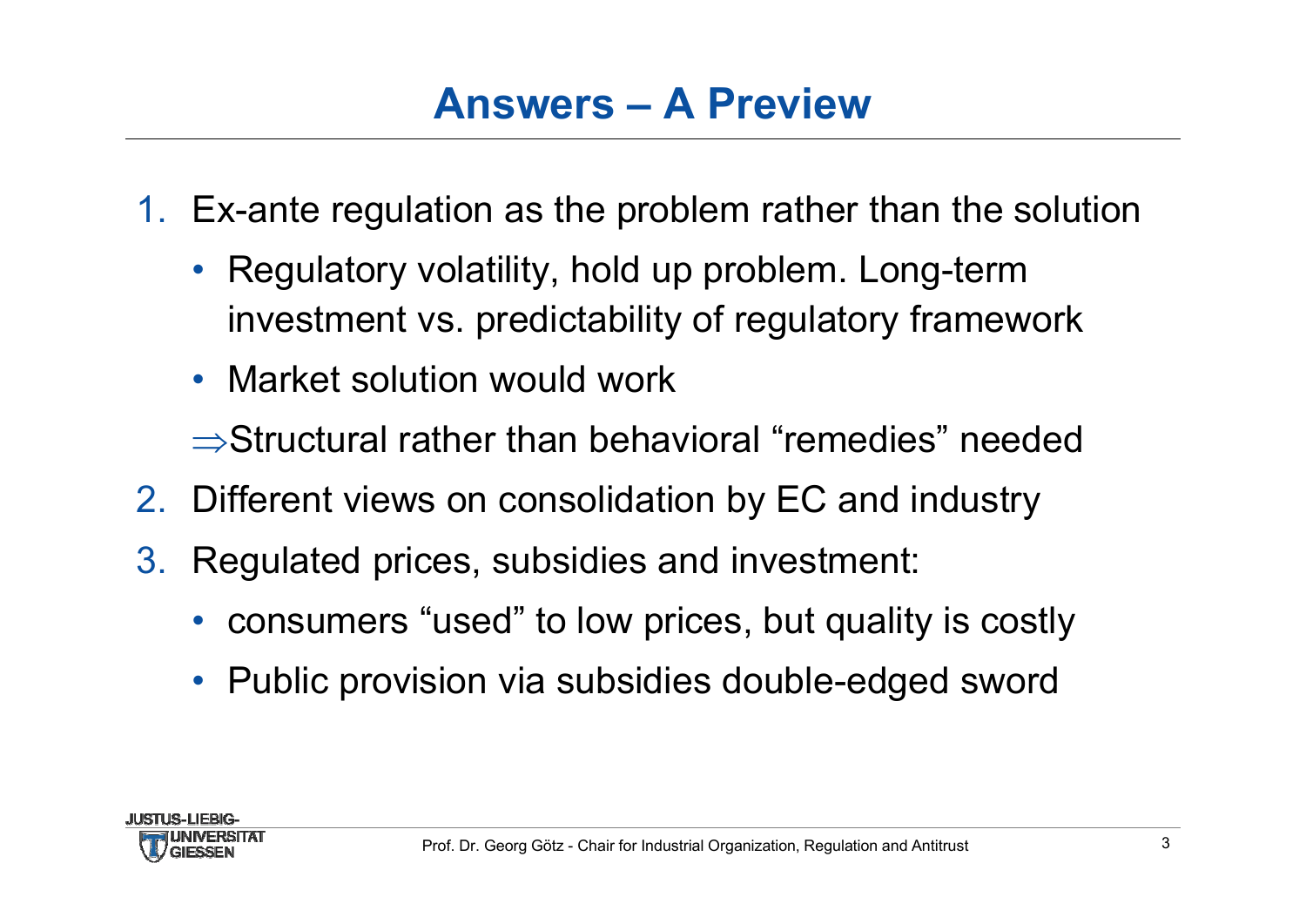# Answers – A Preview

1. Ex-ante regulation as the problem rather than the solution
   - Regulatory volatility, hold up problem. Long-term investment vs. predictability of regulatory framework
   - Market solution would work

   ⇒Structural rather than behavioral "remedies" needed
2. Different views on consolidation by EC and industry
3. Regulated prices, subsidies and investment:
   - consumers "used" to low prices, but quality is costly
   - Public provision via subsidies double-edged sword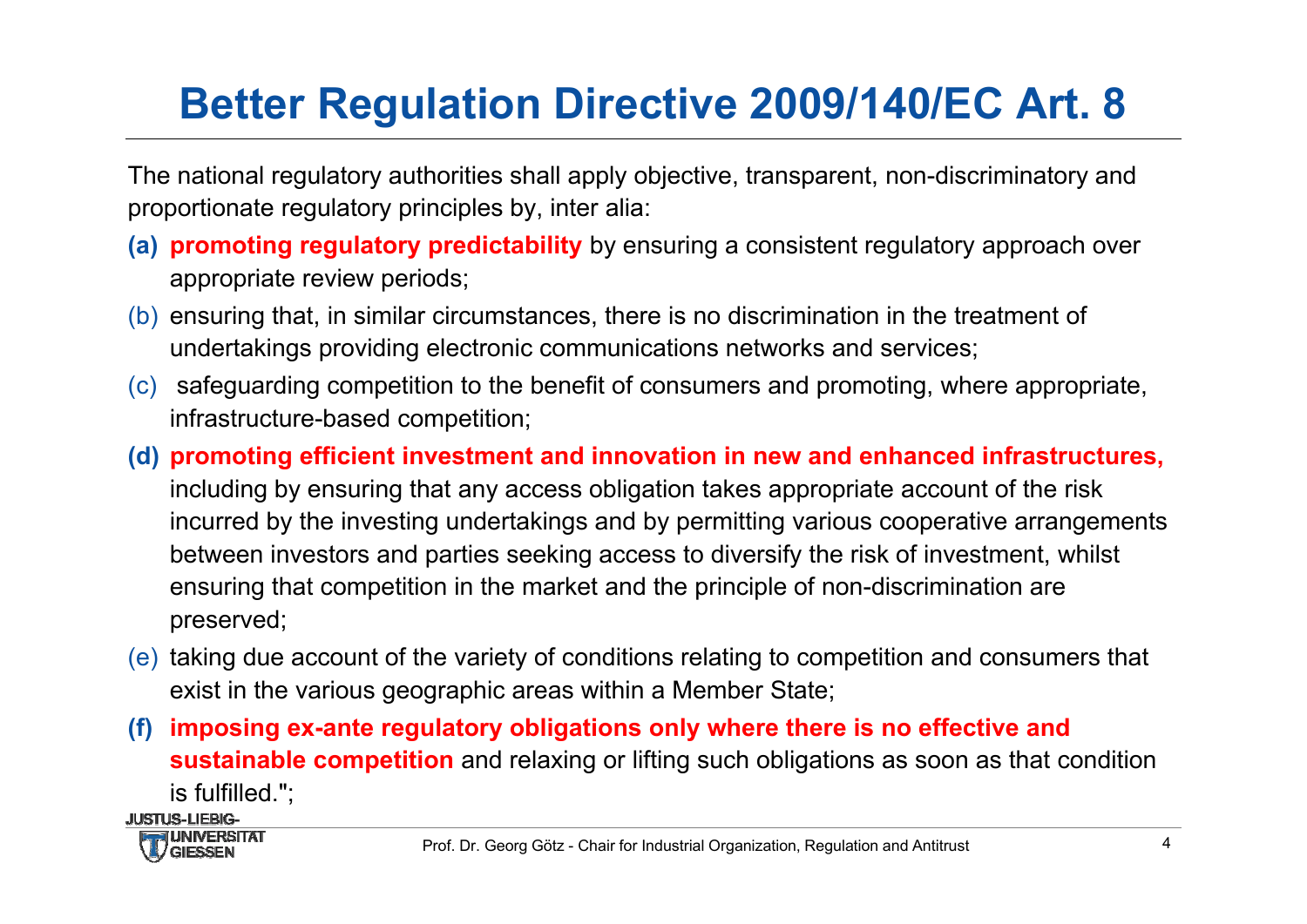# Better Regulation Directive 2009/140/EC Art. 8

The national regulatory authorities shall apply objective, transparent, non-discriminatory and proportionate regulatory principles by, inter alia:

**(a)** **promoting regulatory predictability** by ensuring a consistent regulatory approach over appropriate review periods;

(b) ensuring that, in similar circumstances, there is no discrimination in the treatment of undertakings providing electronic communications networks and services;

(c) safeguarding competition to the benefit of consumers and promoting, where appropriate, infrastructure-based competition;

**(d)** **promoting efficient investment and innovation in new and enhanced infrastructures,** including by ensuring that any access obligation takes appropriate account of the risk incurred by the investing undertakings and by permitting various cooperative arrangements between investors and parties seeking access to diversify the risk of investment, whilst ensuring that competition in the market and the principle of non-discrimination are preserved;

(e) taking due account of the variety of conditions relating to competition and consumers that exist in the various geographic areas within a Member State;

**(f)** **imposing ex-ante regulatory obligations only where there is no effective and sustainable competition** and relaxing or lifting such obligations as soon as that condition is fulfilled.";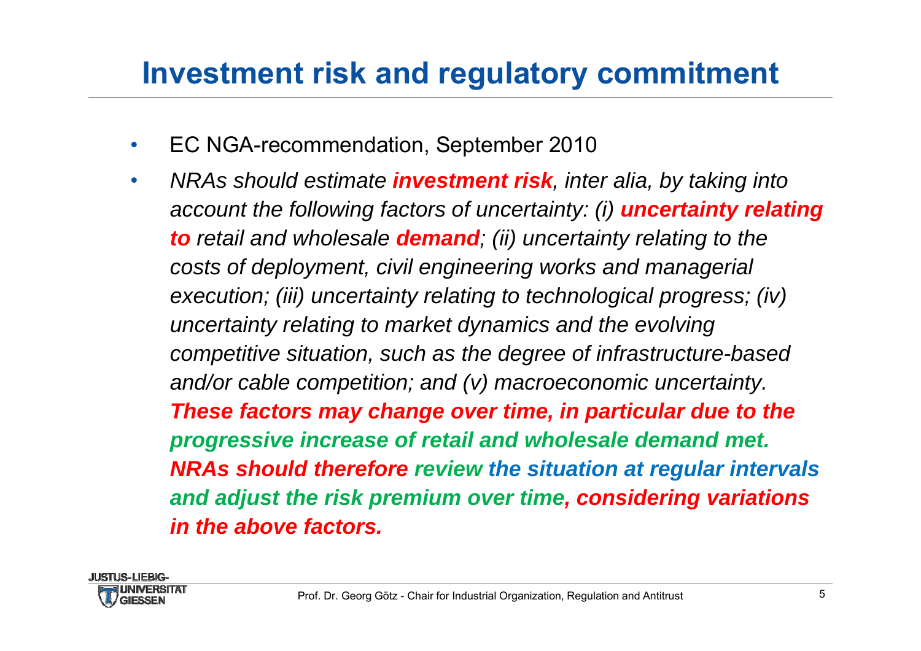## Investment risk and regulatory commitment

- EC NGA-recommendation, September 2010
- *NRAs should estimate* ***investment risk****, inter alia, by taking into account the following factors of uncertainty: (i)* ***uncertainty relating to*** *retail and wholesale* ***demand****; (ii) uncertainty relating to the costs of deployment, civil engineering works and managerial execution; (iii) uncertainty relating to technological progress; (iv) uncertainty relating to market dynamics and the evolving competitive situation, such as the degree of infrastructure-based and/or cable competition; and (v) macroeconomic uncertainty.* ***These factors may change over time, in particular due to the progressive increase of retail and wholesale demand met. NRAs should therefore review the situation at regular intervals and adjust the risk premium over time, considering variations in the above factors.***

Prof. Dr. Georg Götz - Chair for Industrial Organization, Regulation and Antitrust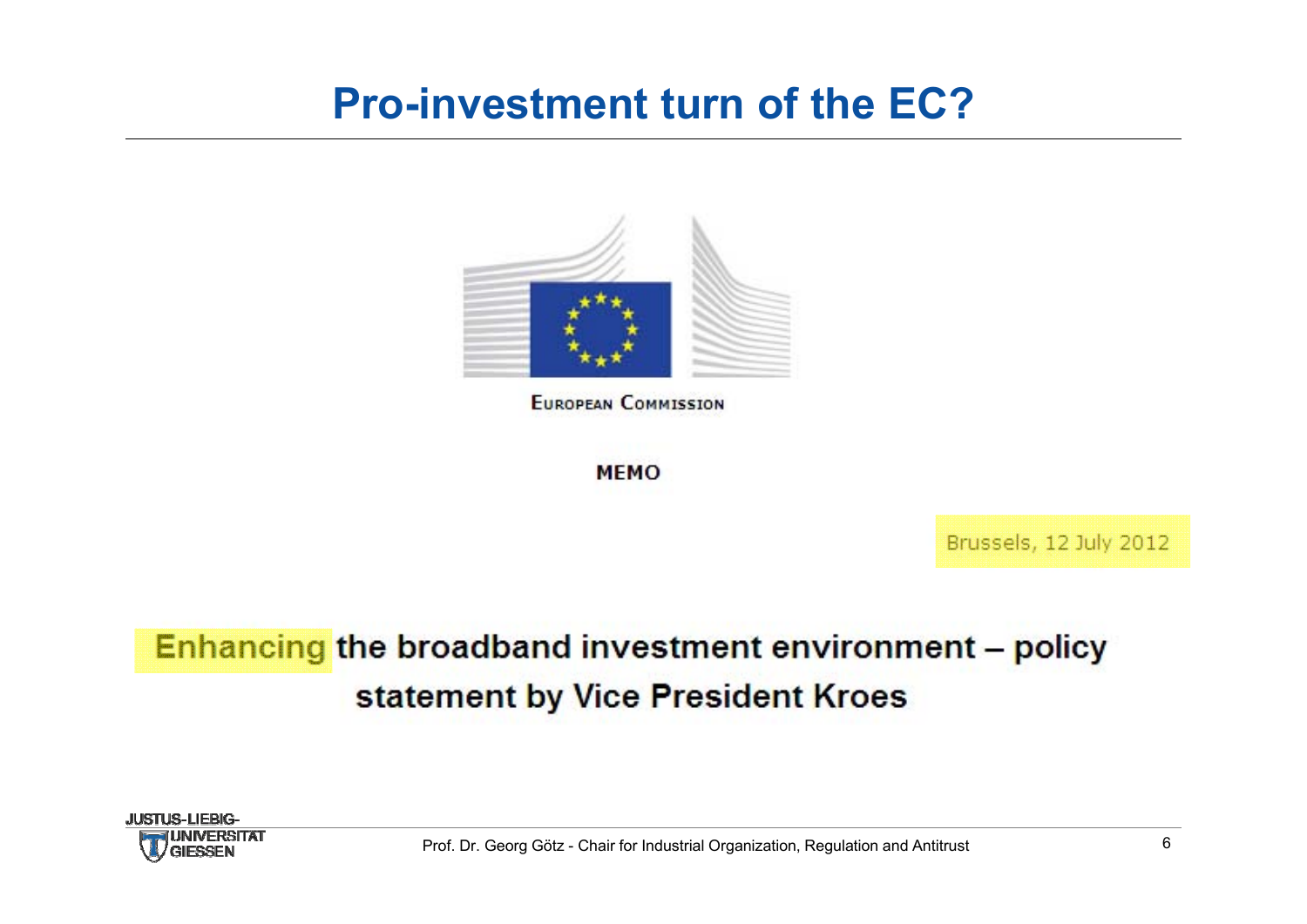# Pro-investment turn of the EC?

EUROPEAN COMMISSION

**MEMO**

Brussels, 12 July 2012

**Enhancing the broadband investment environment – policy statement by Vice President Kroes**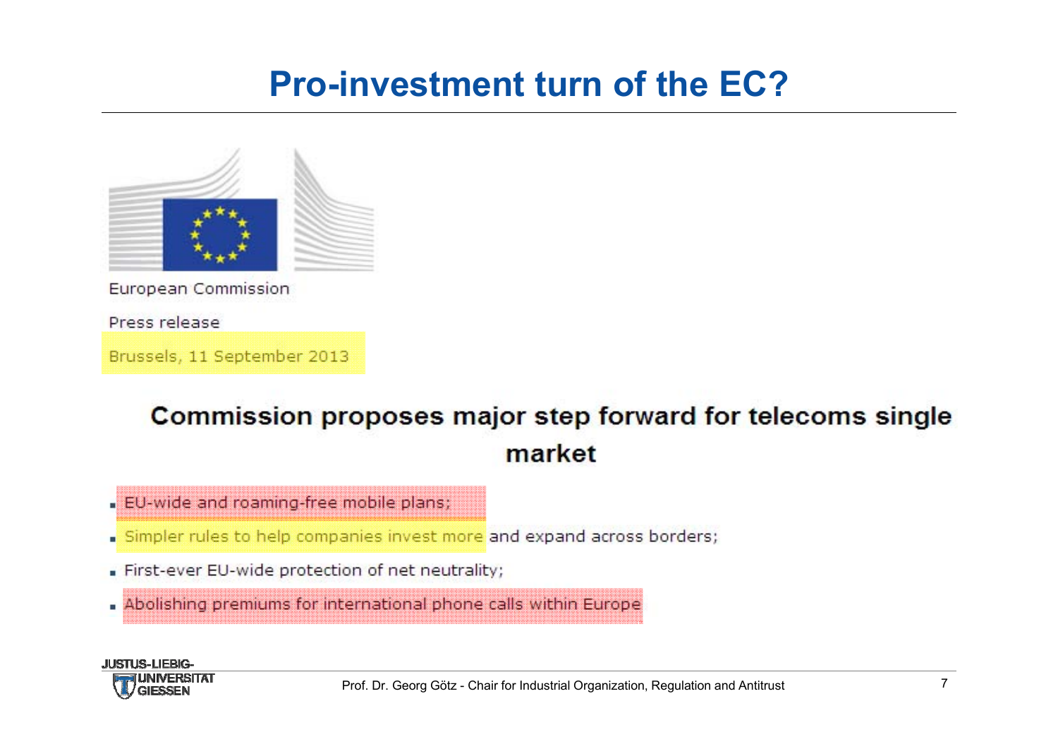# Pro-investment turn of the EC?

European Commission

Press release

Brussels, 11 September 2013

## Commission proposes major step forward for telecoms single market

- EU-wide and roaming-free mobile plans;
- Simpler rules to help companies invest more and expand across borders;
- First-ever EU-wide protection of net neutrality;
- Abolishing premiums for international phone calls within Europe

Prof. Dr. Georg Götz - Chair for Industrial Organization, Regulation and Antitrust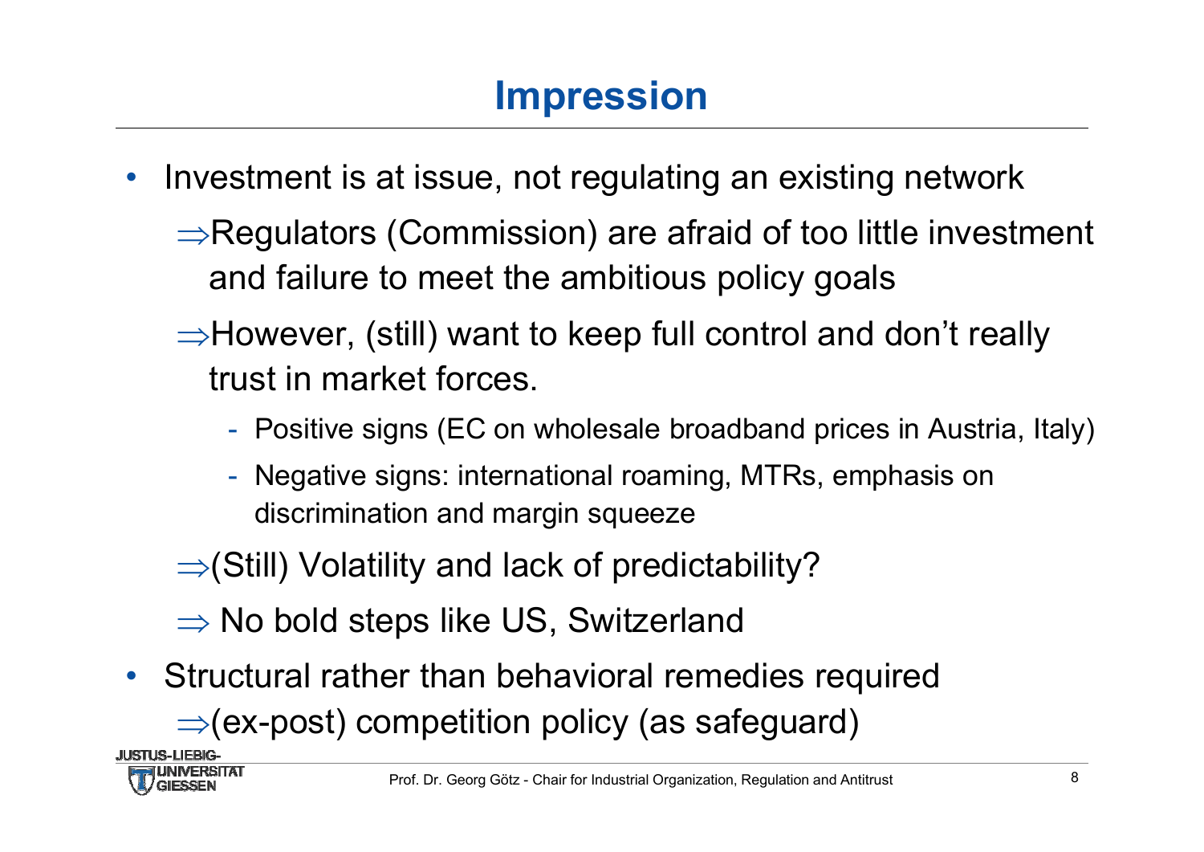# Impression

- Investment is at issue, not regulating an existing network
  - ⇒Regulators (Commission) are afraid of too little investment and failure to meet the ambitious policy goals
  - ⇒However, (still) want to keep full control and don't really trust in market forces.
    - Positive signs (EC on wholesale broadband prices in Austria, Italy)
    - Negative signs: international roaming, MTRs, emphasis on discrimination and margin squeeze
  - ⇒(Still) Volatility and lack of predictability?
  - ⇒ No bold steps like US, Switzerland
- Structural rather than behavioral remedies required
  - ⇒(ex-post) competition policy (as safeguard)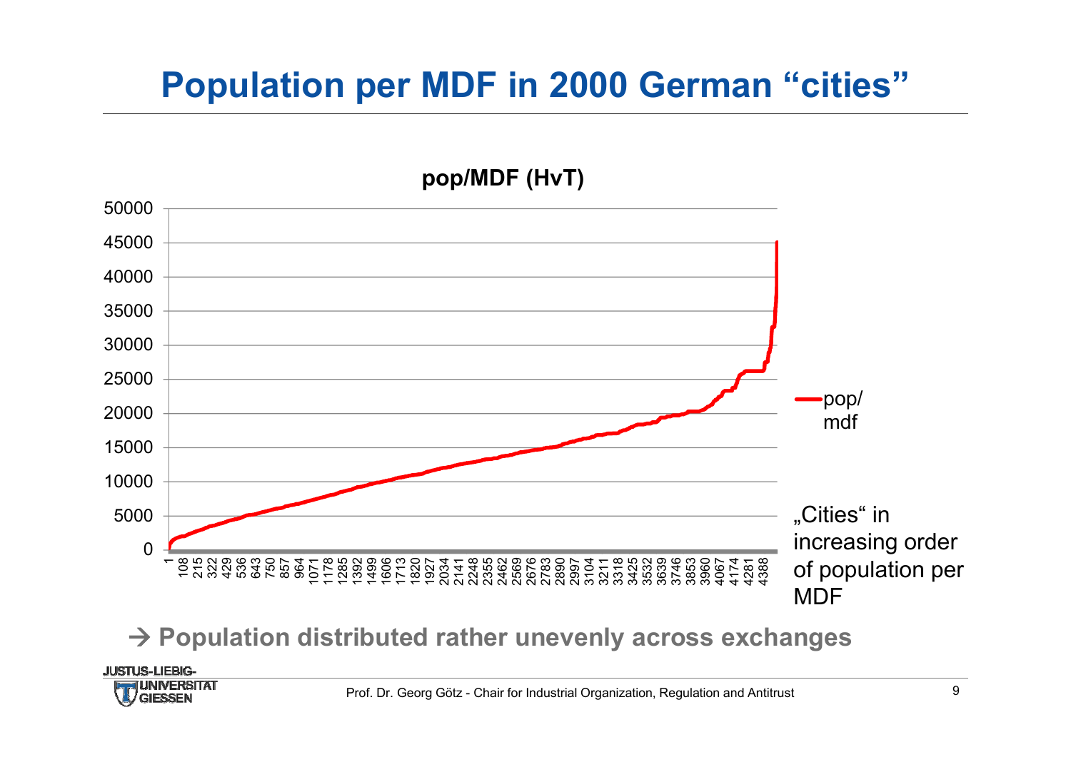# Population per MDF in 2000 German "cities"

**pop/MDF (HvT)**

„Cities" in increasing order of population per MDF

→ **Population distributed rather unevenly across exchanges**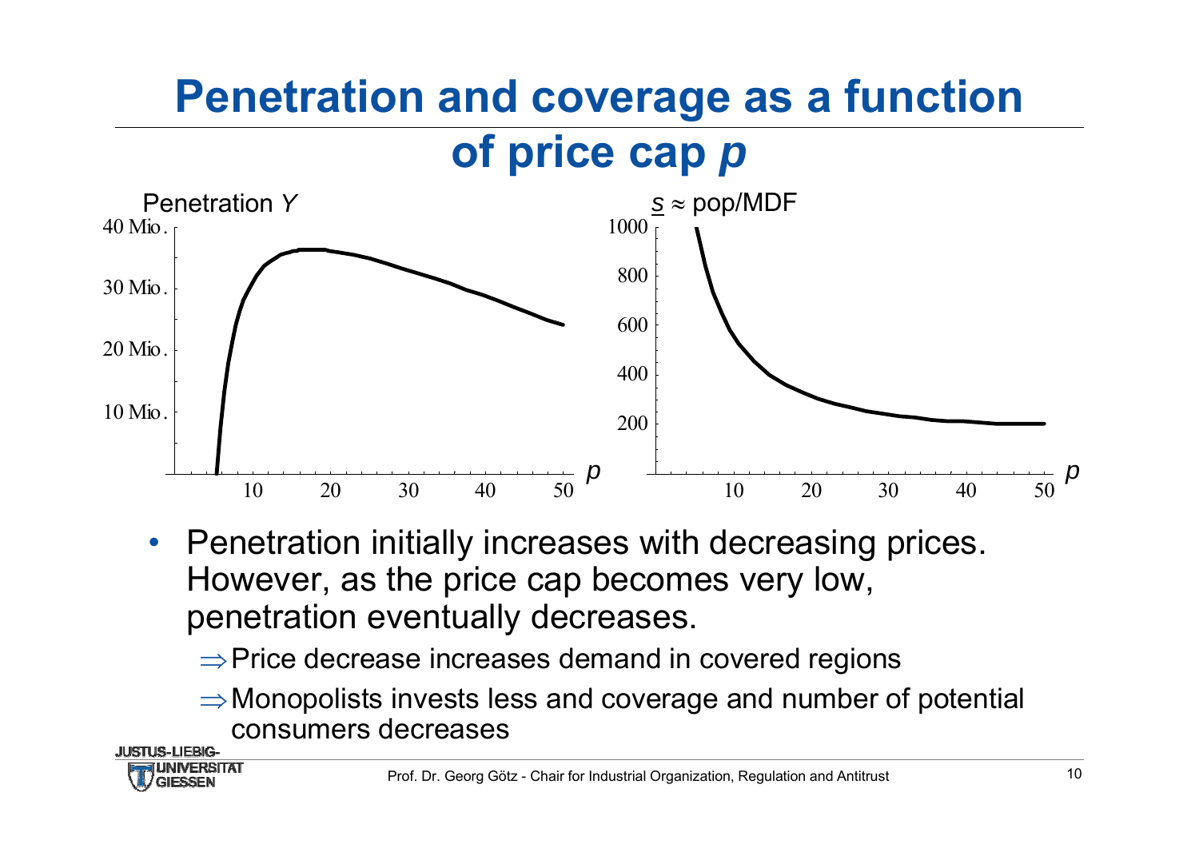# Penetration and coverage as a function of price cap $p$

Penetration $Y$

40 Mio.
30 Mio.
20 Mio.
10 Mio.

10 20 30 40 50 $p$

$\underline{s} \approx$ pop/MDF

1000
800
600
400
200

10 20 30 40 50 $p$

- Penetration initially increases with decreasing prices. However, as the price cap becomes very low, penetration eventually decreases.
  - ⇒ Price decrease increases demand in covered regions
  - ⇒ Monopolists invests less and coverage and number of potential consumers decreases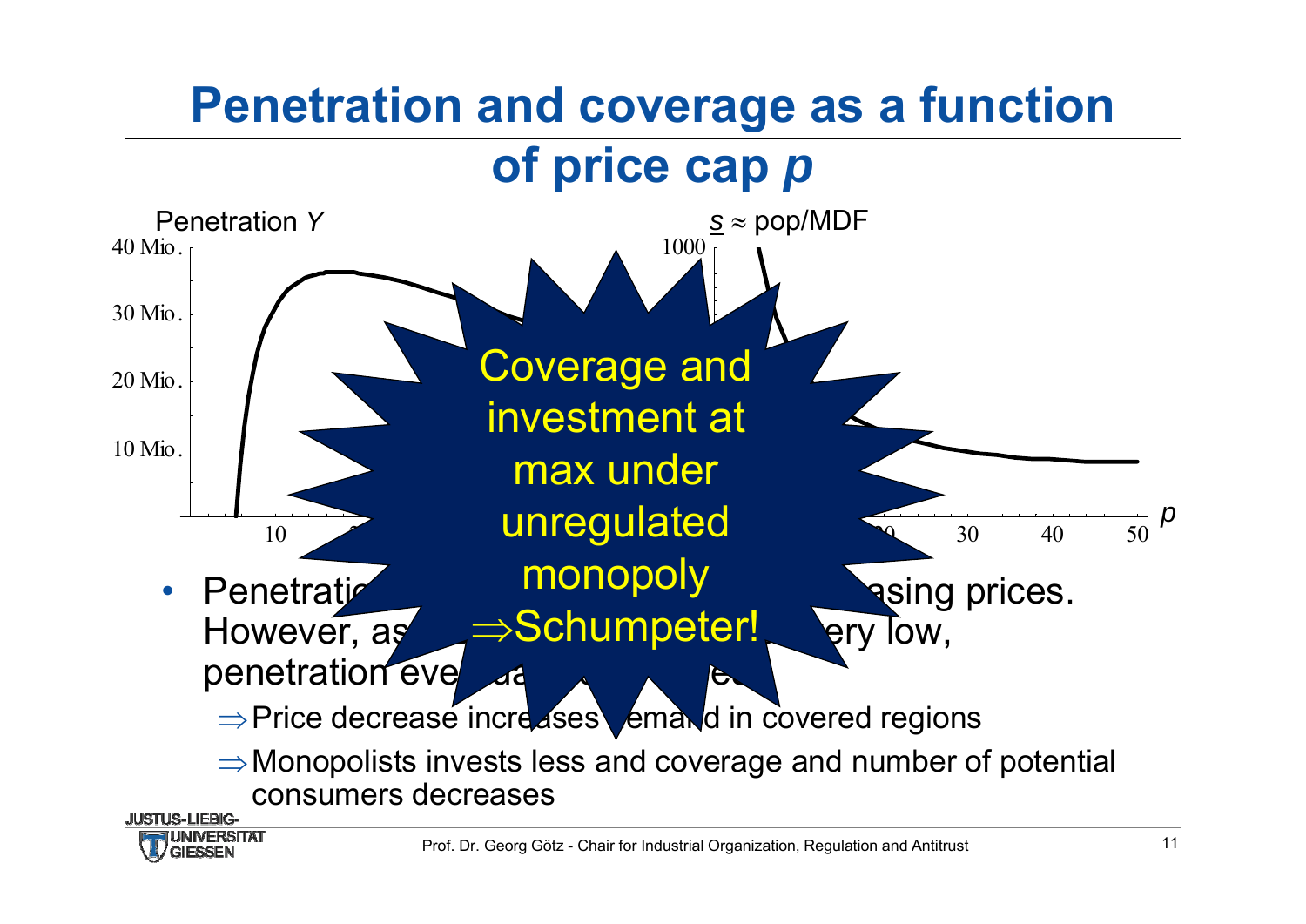# Penetration and coverage as a function of price cap *p*

Penetration $Y$

40 Mio.
30 Mio.
20 Mio.
10 Mio.

10

$\underline{s} \approx$ pop/MDF

1000

30 40 50 $p$

**Coverage and investment at max under unregulated monopoly ⇒Schumpeter!**

- Penetratio... ...asing prices. However, as ... very low, penetration eve...
  - ⇒Price decrease increases demand in covered regions
  - ⇒Monopolists invests less and coverage and number of potential consumers decreases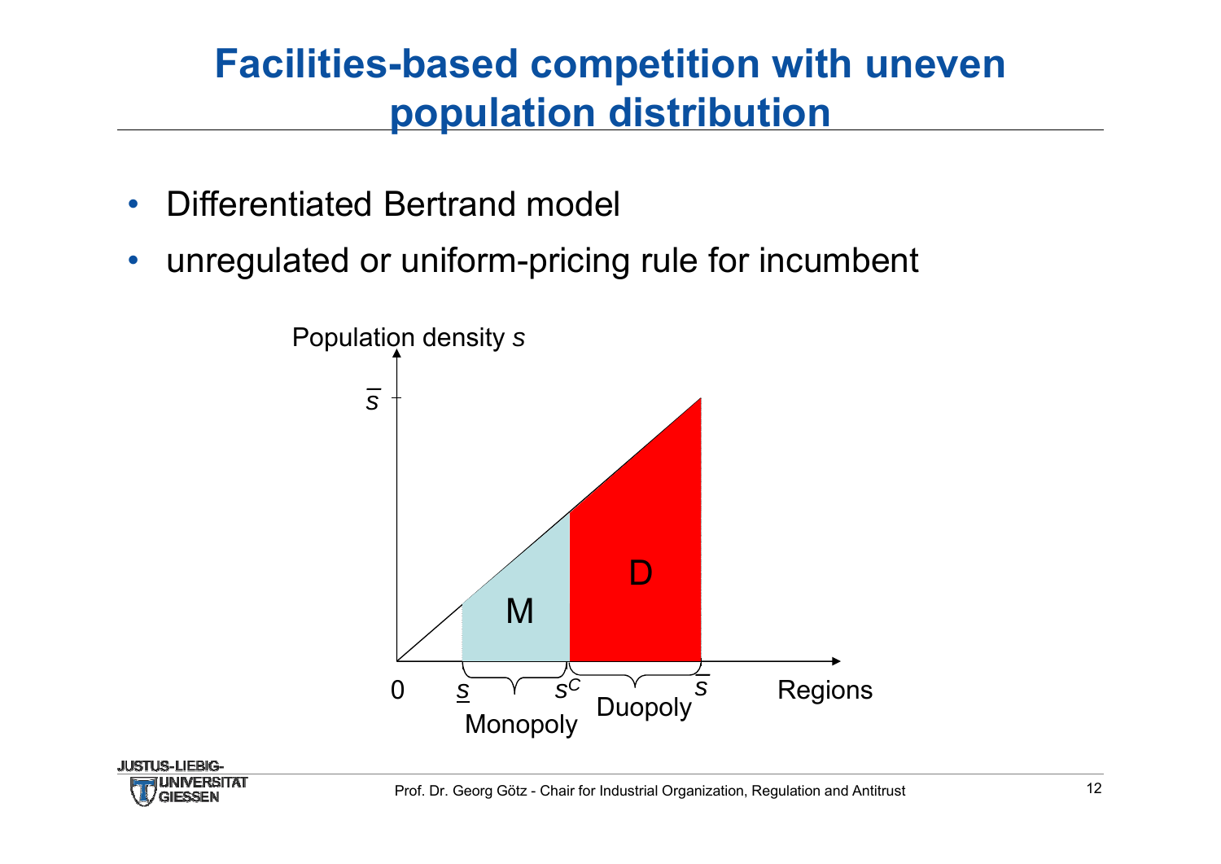# Facilities-based competition with uneven population distribution

- Differentiated Bertrand model
- unregulated or uniform-pricing rule for incumbent

Population density $s$

$\bar{s}$

M

D

0 $\underline{s}$ $s^C$ $\bar{s}$ Regions

Monopoly

Duopoly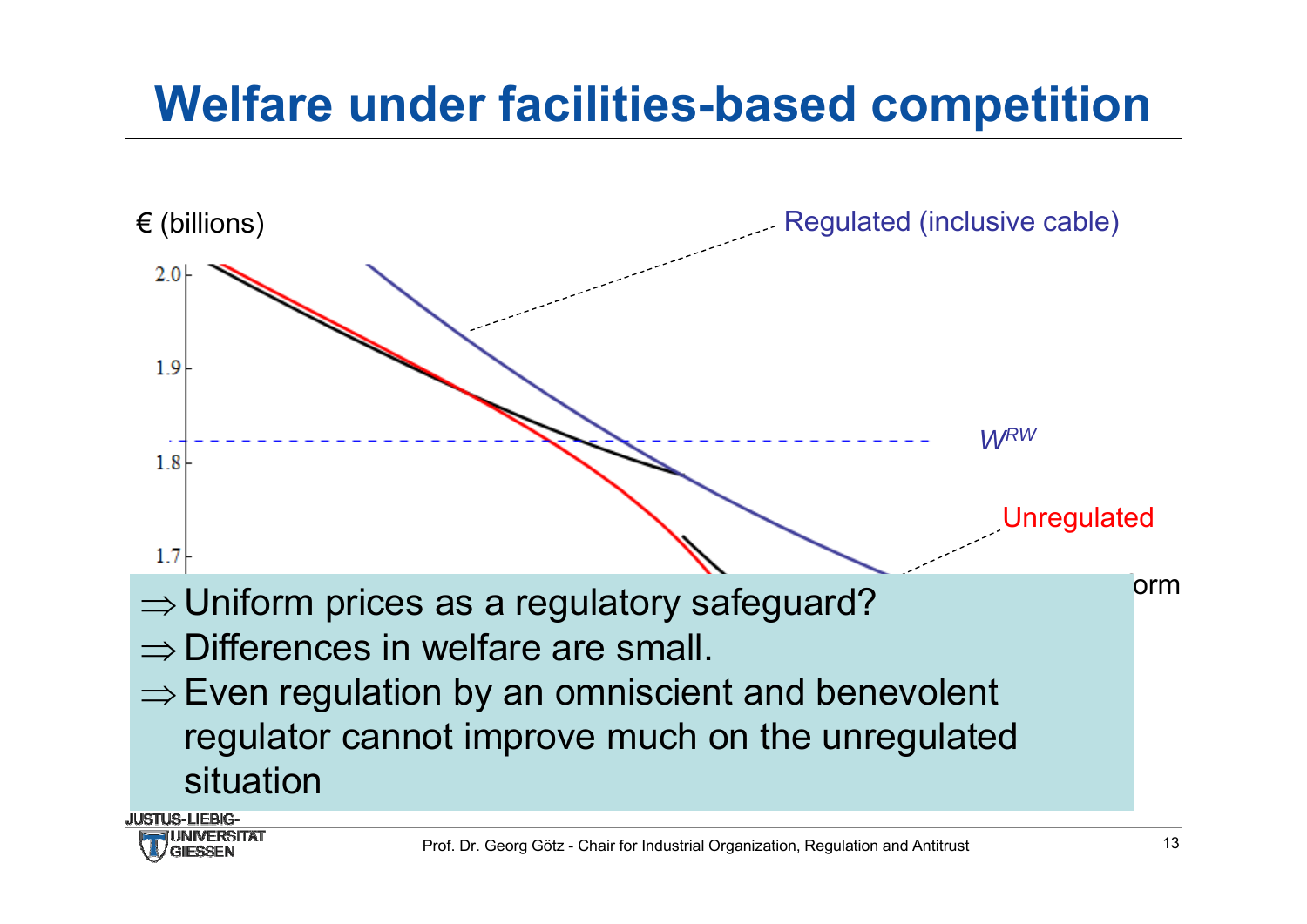# Welfare under facilities-based competition

€ (billions)

Regulated (inclusive cable)

$W^{RW}$

Unregulated

orm

- $\Rightarrow$ Uniform prices as a regulatory safeguard?
- $\Rightarrow$ Differences in welfare are small.
- $\Rightarrow$ Even regulation by an omniscient and benevolent regulator cannot improve much on the unregulated situation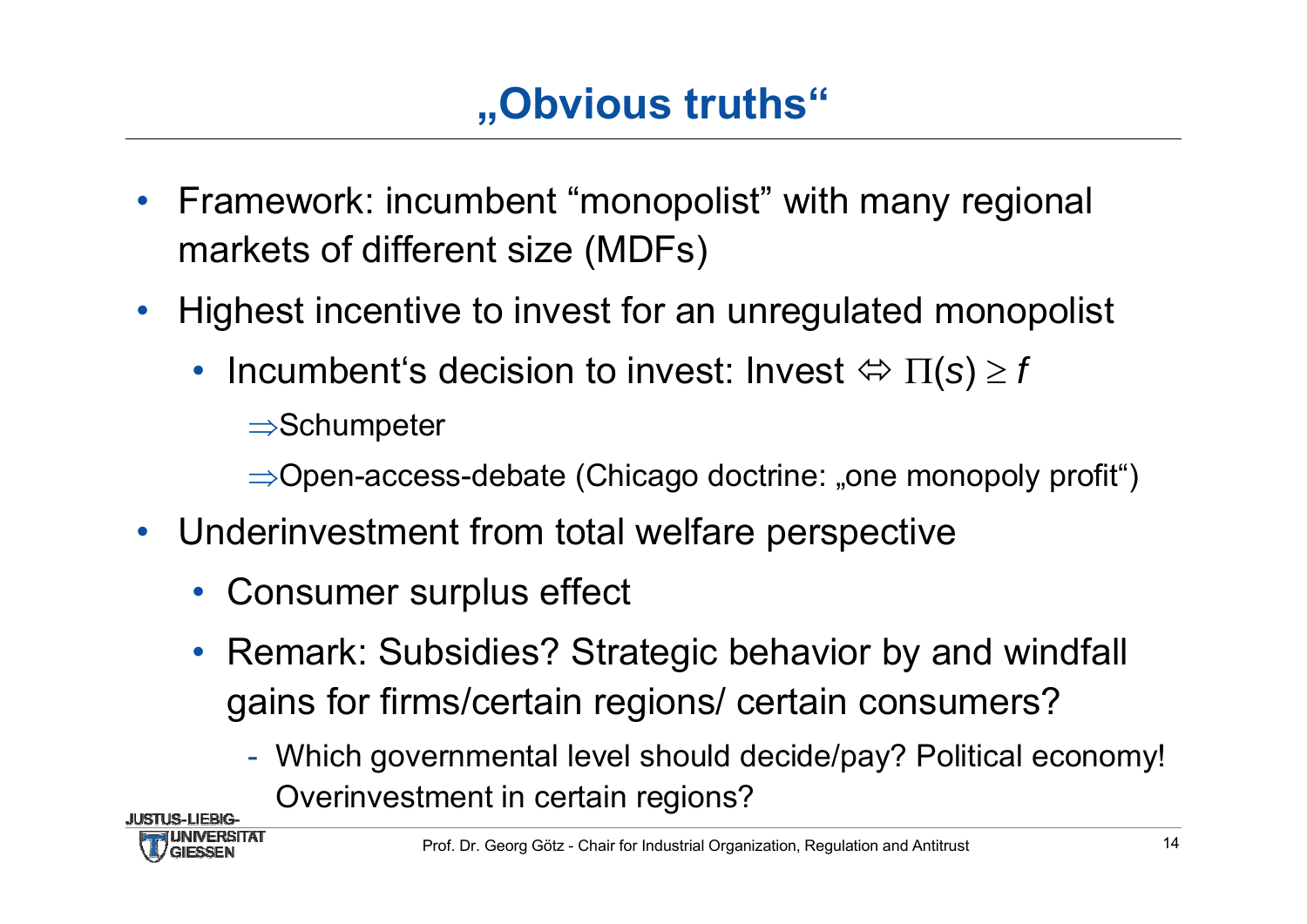# „Obvious truths“

- Framework: incumbent “monopolist” with many regional markets of different size (MDFs)
- Highest incentive to invest for an unregulated monopolist
  - Incumbent‘s decision to invest: Invest $\Leftrightarrow \Pi(s) \geq f$
    
    $\Rightarrow$Schumpeter
    
    $\Rightarrow$Open-access-debate (Chicago doctrine: „one monopoly profit“)
- Underinvestment from total welfare perspective
  - Consumer surplus effect
  - Remark: Subsidies? Strategic behavior by and windfall gains for firms/certain regions/ certain consumers?
    - Which governmental level should decide/pay? Political economy! Overinvestment in certain regions?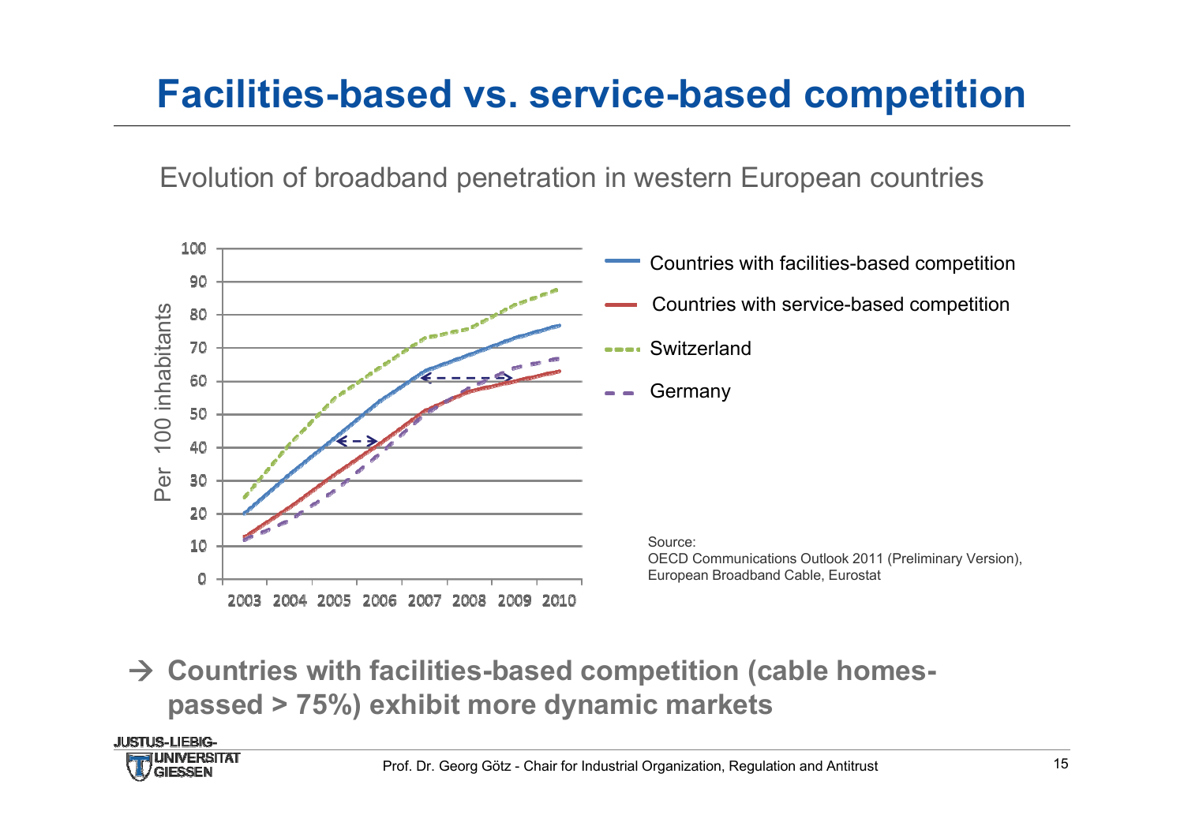# Facilities-based vs. service-based competition

Evolution of broadband penetration in western European countries

Per 100 inhabitants

100
90
80
70
60
50
40
30
20
10
0

2003 2004 2005 2006 2007 2008 2009 2010

- Countries with facilities-based competition
- Countries with service-based competition
- Switzerland
- Germany

Source:
OECD Communications Outlook 2011 (Preliminary Version),
European Broadband Cable, Eurostat

→ **Countries with facilities-based competition (cable homes-passed > 75%) exhibit more dynamic markets**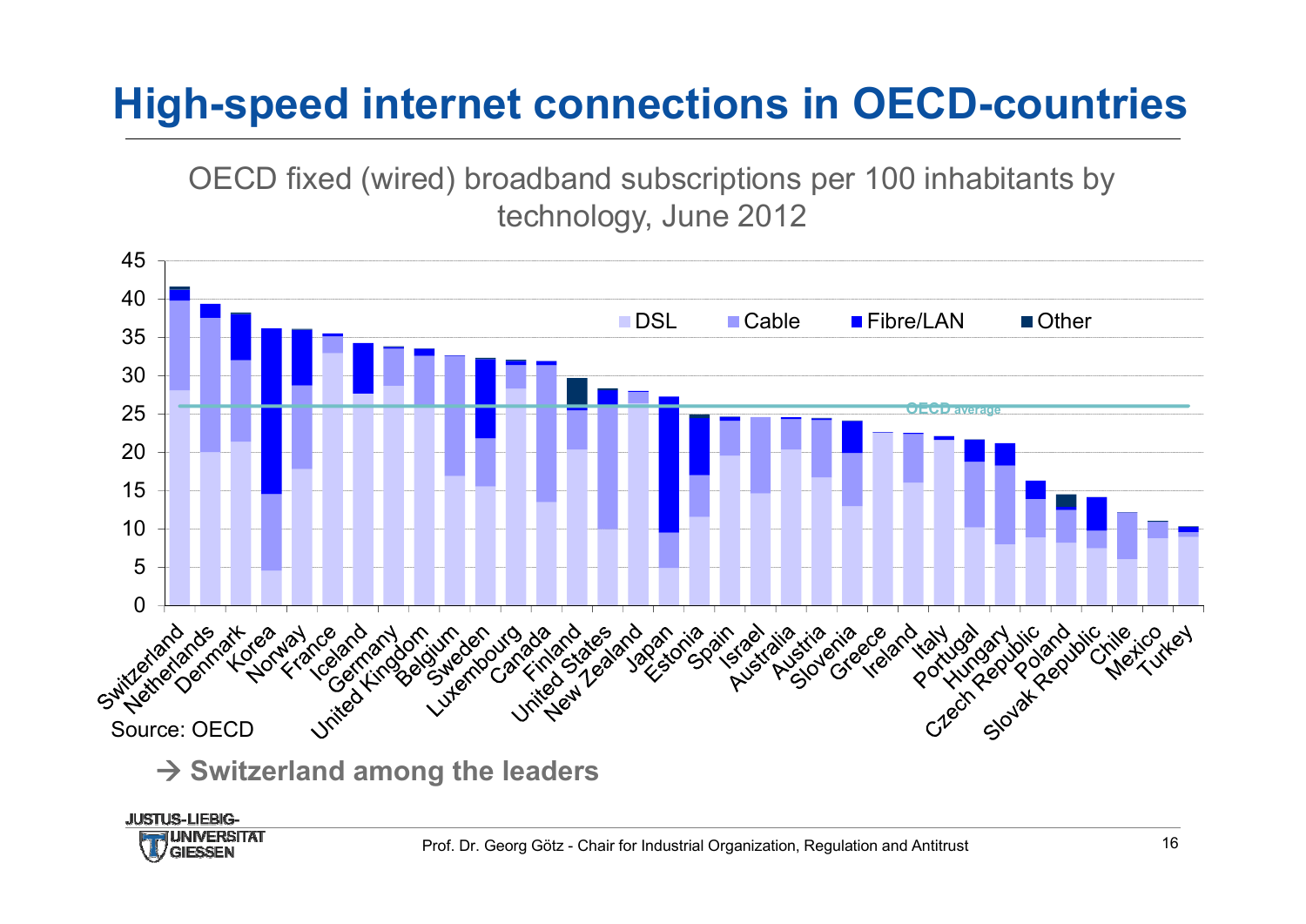# High-speed internet connections in OECD-countries

OECD fixed (wired) broadband subscriptions per 100 inhabitants by technology, June 2012

Source: OECD

→ **Switzerland among the leaders**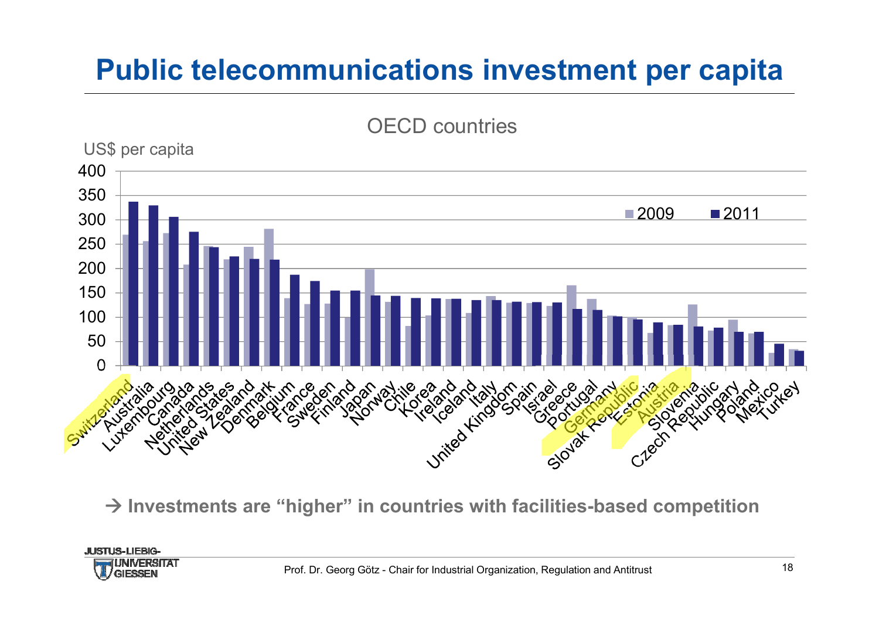# Public telecommunications investment per capita

OECD countries

US$ per capita

| Country | 2009 | 2011 |
|---|---|---|
| Switzerland | 270 | 338 |
| Australia | 257 | 330 |
| Luxembourg | 273 | 307 |
| Canada | 208 | 276 |
| Netherlands | 246 | 244 |
| United States | 219 | 225 |
| New Zealand | 245 | 220 |
| Denmark | 282 | 219 |
| Belgium | 139 | 187 |
| France | 127 | 175 |
| Sweden | 128 | 155 |
| Finland | 100 | 155 |
| Japan | 199 | 145 |
| Norway | 131 | 144 |
| Chile | 82 | 140 |
| Korea | 104 | 139 |
| Ireland | 137 | 138 |
| Iceland | 109 | 135 |
| Italy | 144 | 135 |
| United Kingdom | 130 | 132 |
| Spain | 129 | 131 |
| Israel | 123 | 130 |
| Greece | 166 | 117 |
| Portugal | 138 | 115 |
| Germany | 104 | 102 |
| Slovak Republic | 100 | 95 |
| Estonia | 67 | 89 |
| Austria | 84 | 84 |
| Slovenia | 126 | 81 |
| Czech Republic | 72 | 78 |
| Hungary | 95 | 70 |
| Poland | 67 | 70 |
| Mexico | 26 | 45 |
| Turkey | 34 | 30 |

→ **Investments are "higher" in countries with facilities-based competition**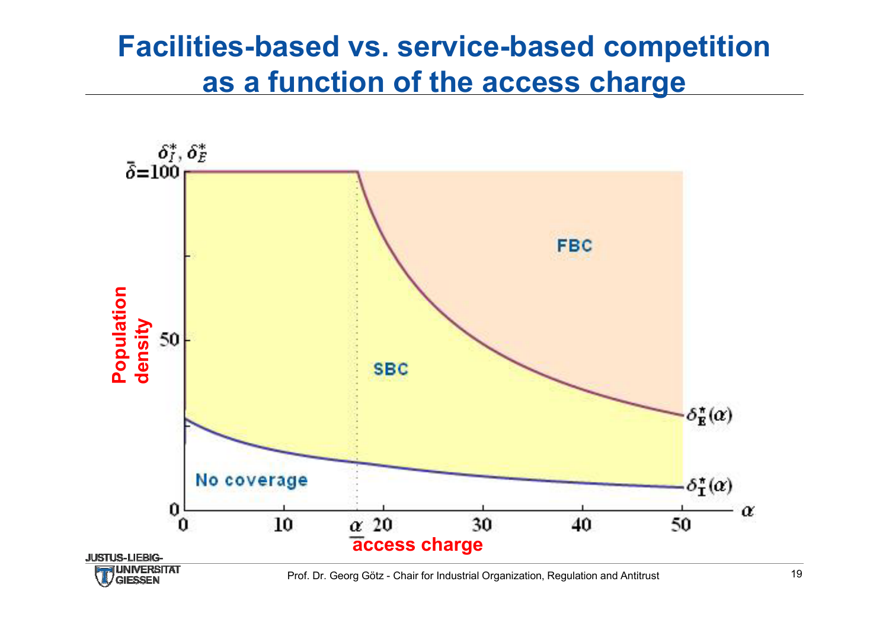# Facilities-based vs. service-based competition as a function of the access charge

$\delta_I^*, \delta_E^*$

$\bar{\delta}=100$

Population density

FBC

SBC

No coverage

$\delta_E^*(\alpha)$

$\delta_I^*(\alpha)$

0, 10, $\underline{\alpha}$ 20, 30, 40, 50 $\alpha$

access charge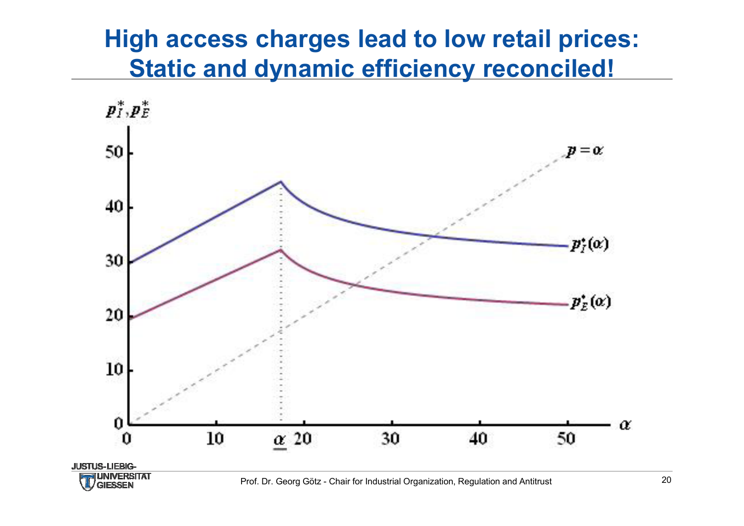# High access charges lead to low retail prices: Static and dynamic efficiency reconciled!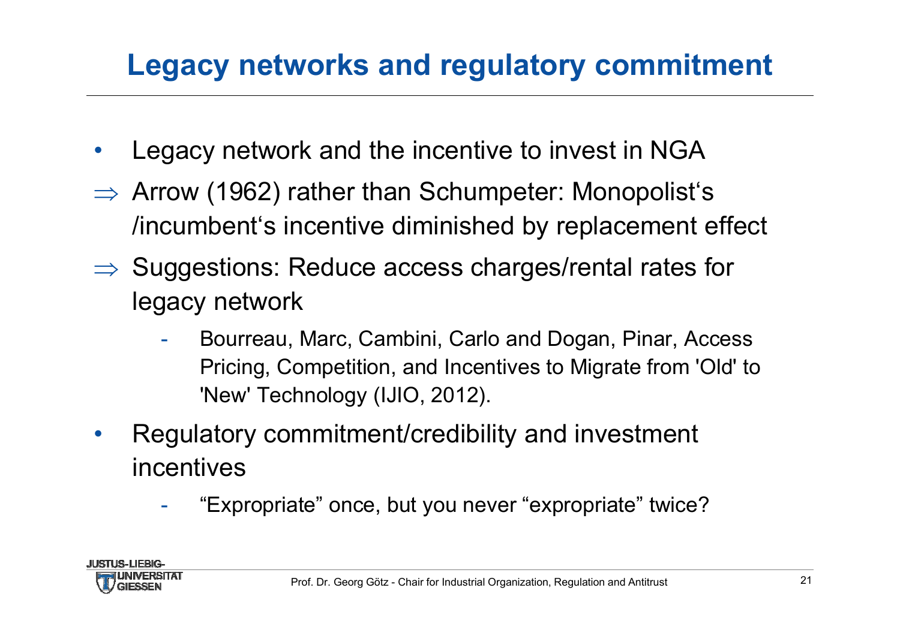# Legacy networks and regulatory commitment

- Legacy network and the incentive to invest in NGA

⇒ Arrow (1962) rather than Schumpeter: Monopolist's /incumbent's incentive diminished by replacement effect

⇒ Suggestions: Reduce access charges/rental rates for legacy network

  - Bourreau, Marc, Cambini, Carlo and Dogan, Pinar, Access Pricing, Competition, and Incentives to Migrate from 'Old' to 'New' Technology (IJIO, 2012).

- Regulatory commitment/credibility and investment incentives
  - "Expropriate" once, but you never "expropriate" twice?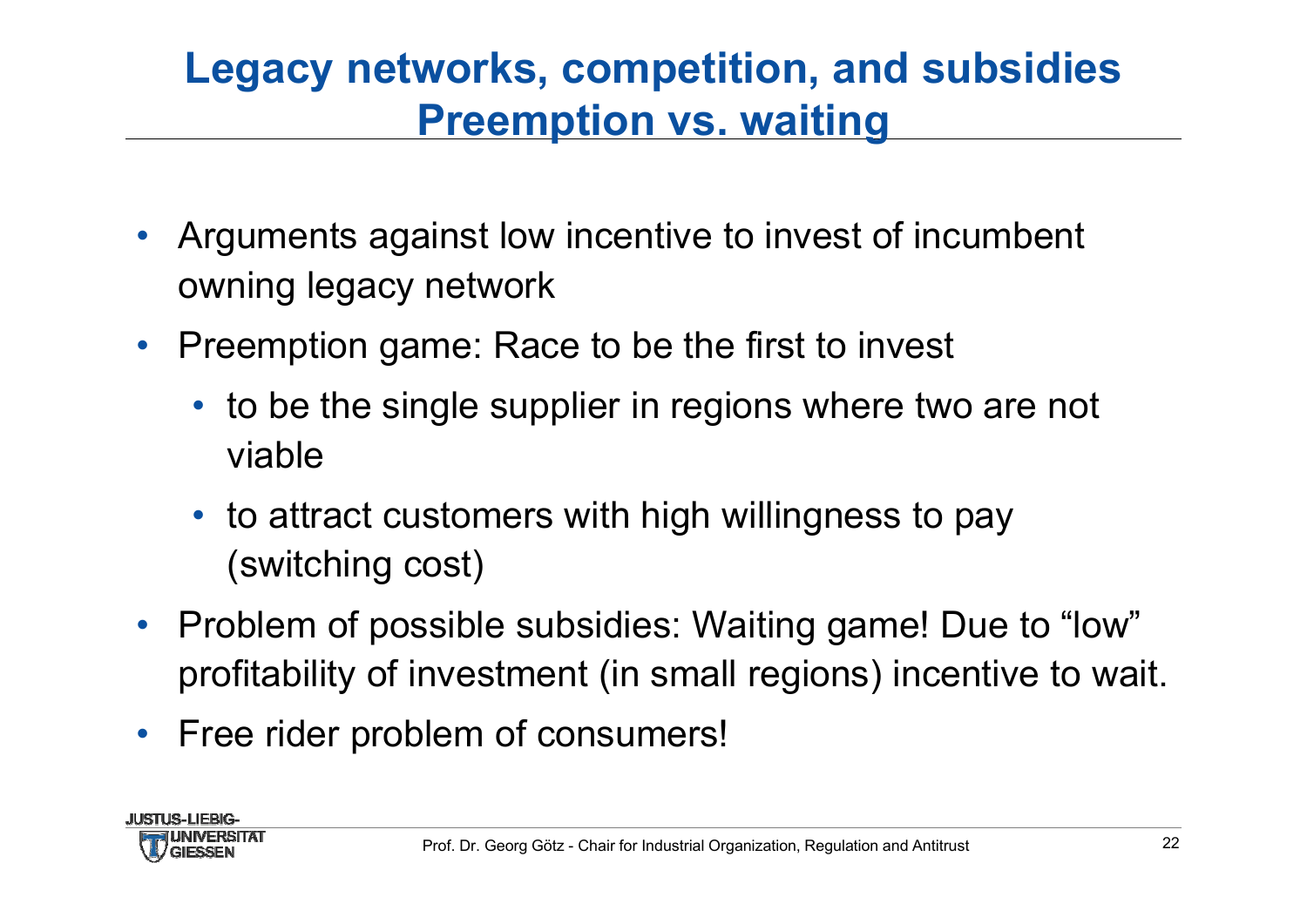# Legacy networks, competition, and subsidies
## Preemption vs. waiting

- Arguments against low incentive to invest of incumbent owning legacy network
- Preemption game: Race to be the first to invest
  - to be the single supplier in regions where two are not viable
  - to attract customers with high willingness to pay (switching cost)
- Problem of possible subsidies: Waiting game! Due to "low" profitability of investment (in small regions) incentive to wait.
- Free rider problem of consumers!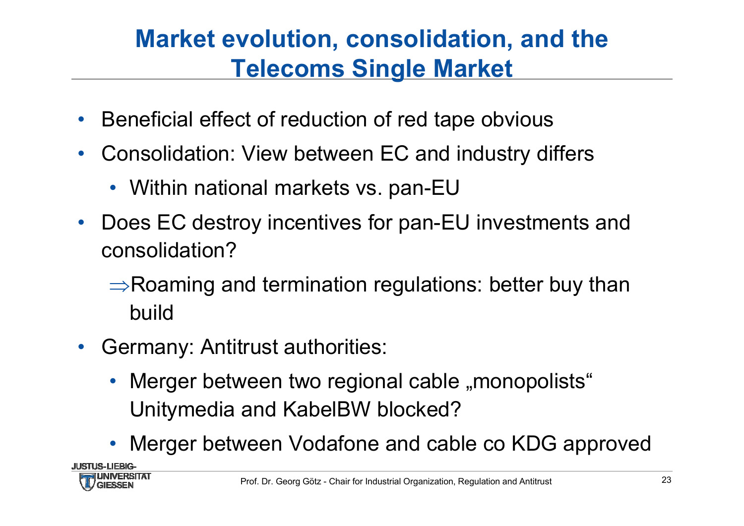# Market evolution, consolidation, and the Telecoms Single Market

- Beneficial effect of reduction of red tape obvious
- Consolidation: View between EC and industry differs
  - Within national markets vs. pan-EU
- Does EC destroy incentives for pan-EU investments and consolidation?

  $\Rightarrow$Roaming and termination regulations: better buy than build
- Germany: Antitrust authorities:
  - Merger between two regional cable „monopolists" Unitymedia and KabelBW blocked?
  - Merger between Vodafone and cable co KDG approved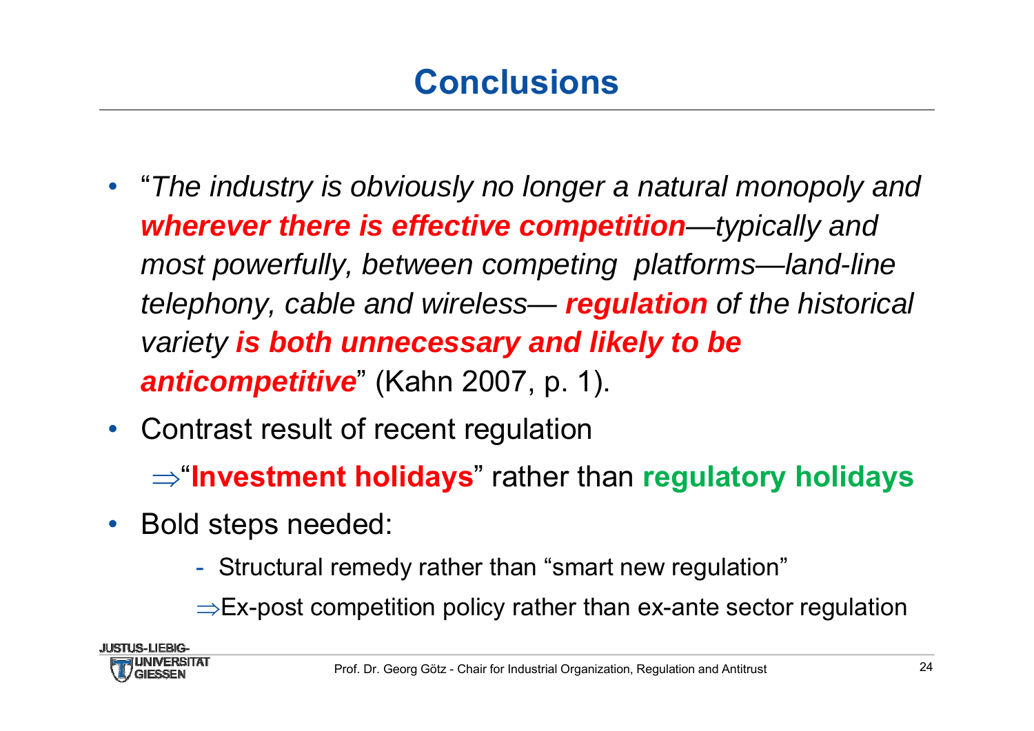# Conclusions

- "*The industry is obviously no longer a natural monopoly and **wherever there is effective competition**—typically and most powerfully, between competing platforms—land-line telephony, cable and wireless— **regulation** of the historical variety **is both unnecessary and likely to be anticompetitive***" (Kahn 2007, p. 1).
- Contrast result of recent regulation

  ⇒"**Investment holidays**" rather than **regulatory holidays**

- Bold steps needed:
  - Structural remedy rather than "smart new regulation"

  ⇒Ex-post competition policy rather than ex-ante sector regulation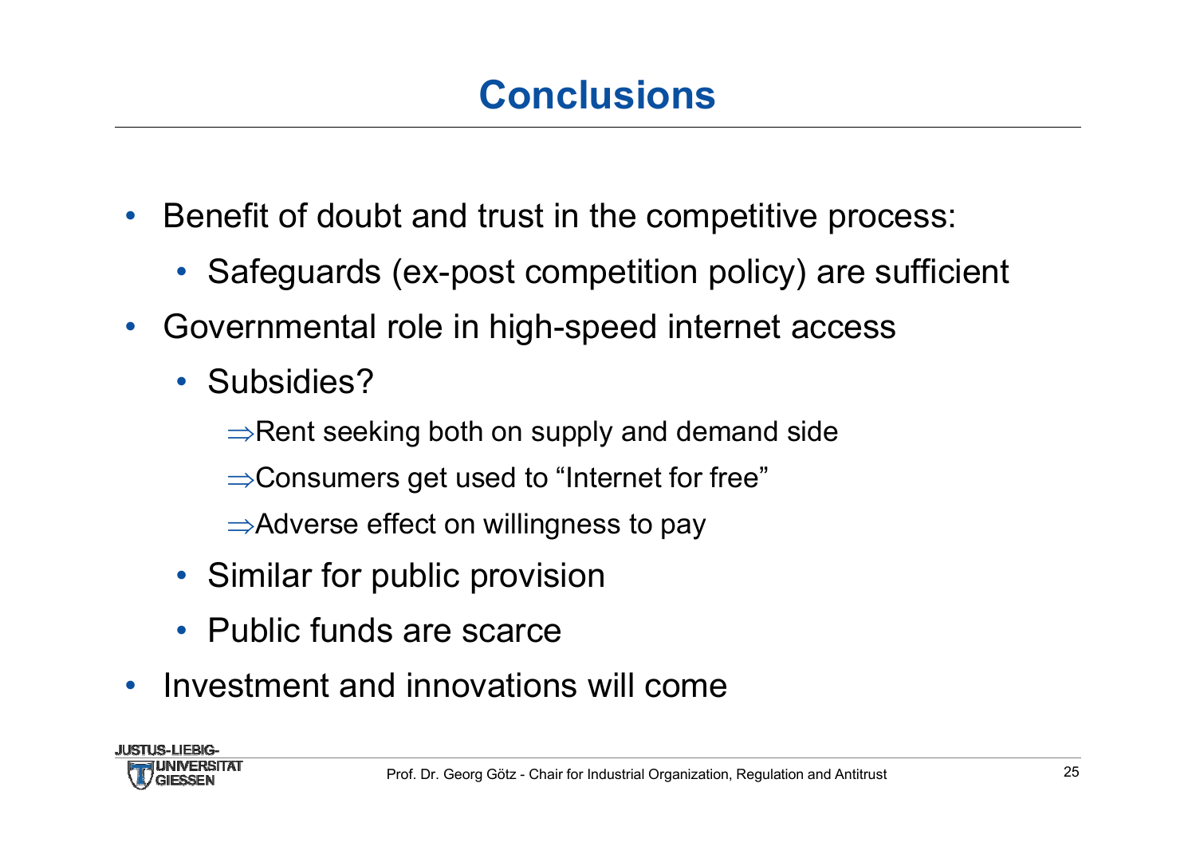# Conclusions

- Benefit of doubt and trust in the competitive process:
  - Safeguards (ex-post competition policy) are sufficient
- Governmental role in high-speed internet access
  - Subsidies?
    - ⇒Rent seeking both on supply and demand side
    - ⇒Consumers get used to “Internet for free”
    - ⇒Adverse effect on willingness to pay
  - Similar for public provision
  - Public funds are scarce
- Investment and innovations will come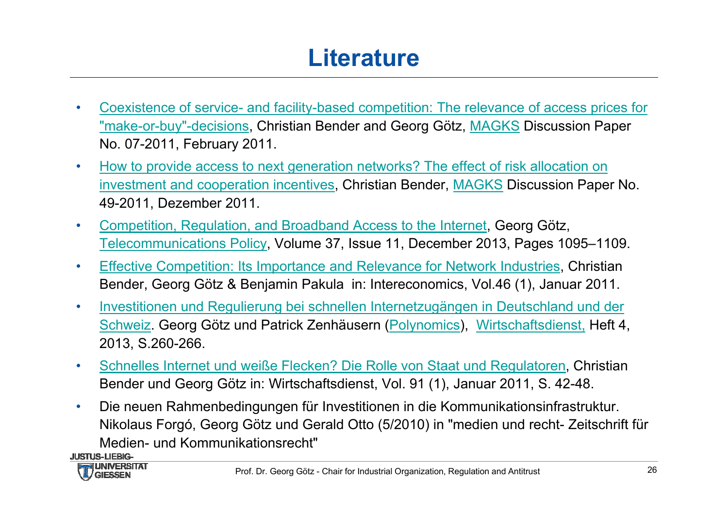# Literature

- Coexistence of service- and facility-based competition: The relevance of access prices for "make-or-buy"-decisions, Christian Bender and Georg Götz, MAGKS Discussion Paper No. 07-2011, February 2011.
- How to provide access to next generation networks? The effect of risk allocation on investment and cooperation incentives, Christian Bender, MAGKS Discussion Paper No. 49-2011, Dezember 2011.
- Competition, Regulation, and Broadband Access to the Internet, Georg Götz, Telecommunications Policy, Volume 37, Issue 11, December 2013, Pages 1095–1109.
- Effective Competition: Its Importance and Relevance for Network Industries, Christian Bender, Georg Götz & Benjamin Pakula in: Intereconomics, Vol.46 (1), Januar 2011.
- Investitionen und Regulierung bei schnellen Internetzugängen in Deutschland und der Schweiz. Georg Götz und Patrick Zenhäusern (Polynomics), Wirtschaftsdienst, Heft 4, 2013, S.260-266.
- Schnelles Internet und weiße Flecken? Die Rolle von Staat und Regulatoren, Christian Bender und Georg Götz in: Wirtschaftsdienst, Vol. 91 (1), Januar 2011, S. 42-48.
- Die neuen Rahmenbedingungen für Investitionen in die Kommunikationsinfrastruktur. Nikolaus Forgó, Georg Götz und Gerald Otto (5/2010) in "medien und recht- Zeitschrift für Medien- und Kommunikationsrecht"